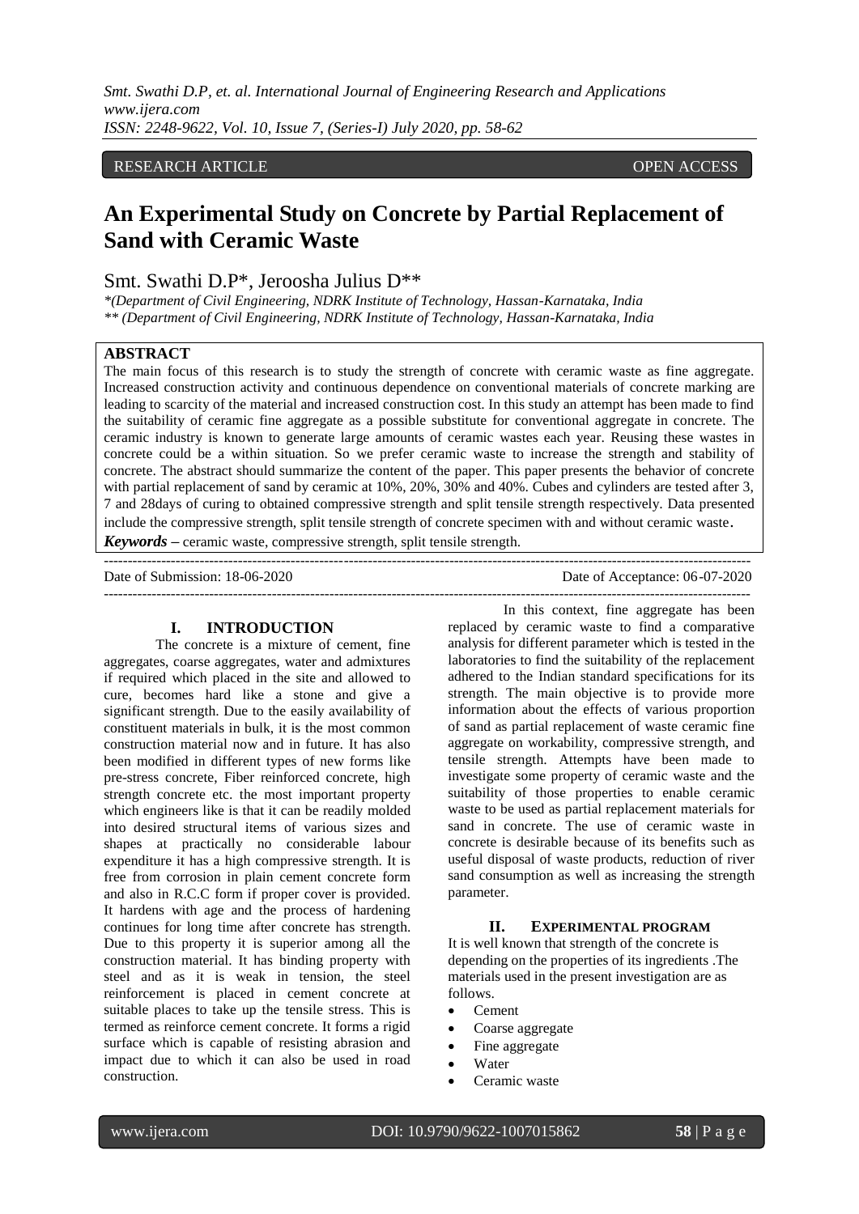RESEARCH ARTICLE OPEN ACCESS

# An Experimental Study on Concrete by Partial Replacement of Sand with Ceramic Waste

Smt. Swathi D.P*, Jeroosha Julius D**

*(Department of Civil Engineering, NDRK Institute of Technology, Hassan-Karnataka, India
** (Department of Civil Engineering, NDRK Institute of Technology, Hassan-Karnataka, India

## ABSTRACT

The main focus of this research is to study the strength of concrete with ceramic waste as fine aggregate. Increased construction activity and continuous dependence on conventional materials of concrete marking are leading to scarcity of the material and increased construction cost. In this study an attempt has been made to find the suitability of ceramic fine aggregate as a possible substitute for conventional aggregate in concrete. The ceramic industry is known to generate large amounts of ceramic wastes each year. Reusing these wastes in concrete could be a within situation. So we prefer ceramic waste to increase the strength and stability of concrete. The abstract should summarize the content of the paper. This paper presents the behavior of concrete with partial replacement of sand by ceramic at 10%, 20%, 30% and 40%. Cubes and cylinders are tested after 3, 7 and 28days of curing to obtained compressive strength and split tensile strength respectively. Data presented include the compressive strength, split tensile strength of concrete specimen with and without ceramic waste.

***Keywords* –** ceramic waste, compressive strength, split tensile strength.

Date of Submission: 18-06-2020 Date of Acceptance: 06-07-2020

## I. INTRODUCTION

The concrete is a mixture of cement, fine aggregates, coarse aggregates, water and admixtures if required which placed in the site and allowed to cure, becomes hard like a stone and give a significant strength. Due to the easily availability of constituent materials in bulk, it is the most common construction material now and in future. It has also been modified in different types of new forms like pre-stress concrete, Fiber reinforced concrete, high strength concrete etc. the most important property which engineers like is that it can be readily molded into desired structural items of various sizes and shapes at practically no considerable labour expenditure it has a high compressive strength. It is free from corrosion in plain cement concrete form and also in R.C.C form if proper cover is provided. It hardens with age and the process of hardening continues for long time after concrete has strength. Due to this property it is superior among all the construction material. It has binding property with steel and as it is weak in tension, the steel reinforcement is placed in cement concrete at suitable places to take up the tensile stress. This is termed as reinforce cement concrete. It forms a rigid surface which is capable of resisting abrasion and impact due to which it can also be used in road construction.

In this context, fine aggregate has been replaced by ceramic waste to find a comparative analysis for different parameter which is tested in the laboratories to find the suitability of the replacement adhered to the Indian standard specifications for its strength. The main objective is to provide more information about the effects of various proportion of sand as partial replacement of waste ceramic fine aggregate on workability, compressive strength, and tensile strength. Attempts have been made to investigate some property of ceramic waste and the suitability of those properties to enable ceramic waste to be used as partial replacement materials for sand in concrete. The use of ceramic waste in concrete is desirable because of its benefits such as useful disposal of waste products, reduction of river sand consumption as well as increasing the strength parameter.

## II. EXPERIMENTAL PROGRAM

It is well known that strength of the concrete is depending on the properties of its ingredients .The materials used in the present investigation are as follows.

- Cement
- Coarse aggregate
- Fine aggregate
- Water
- Ceramic waste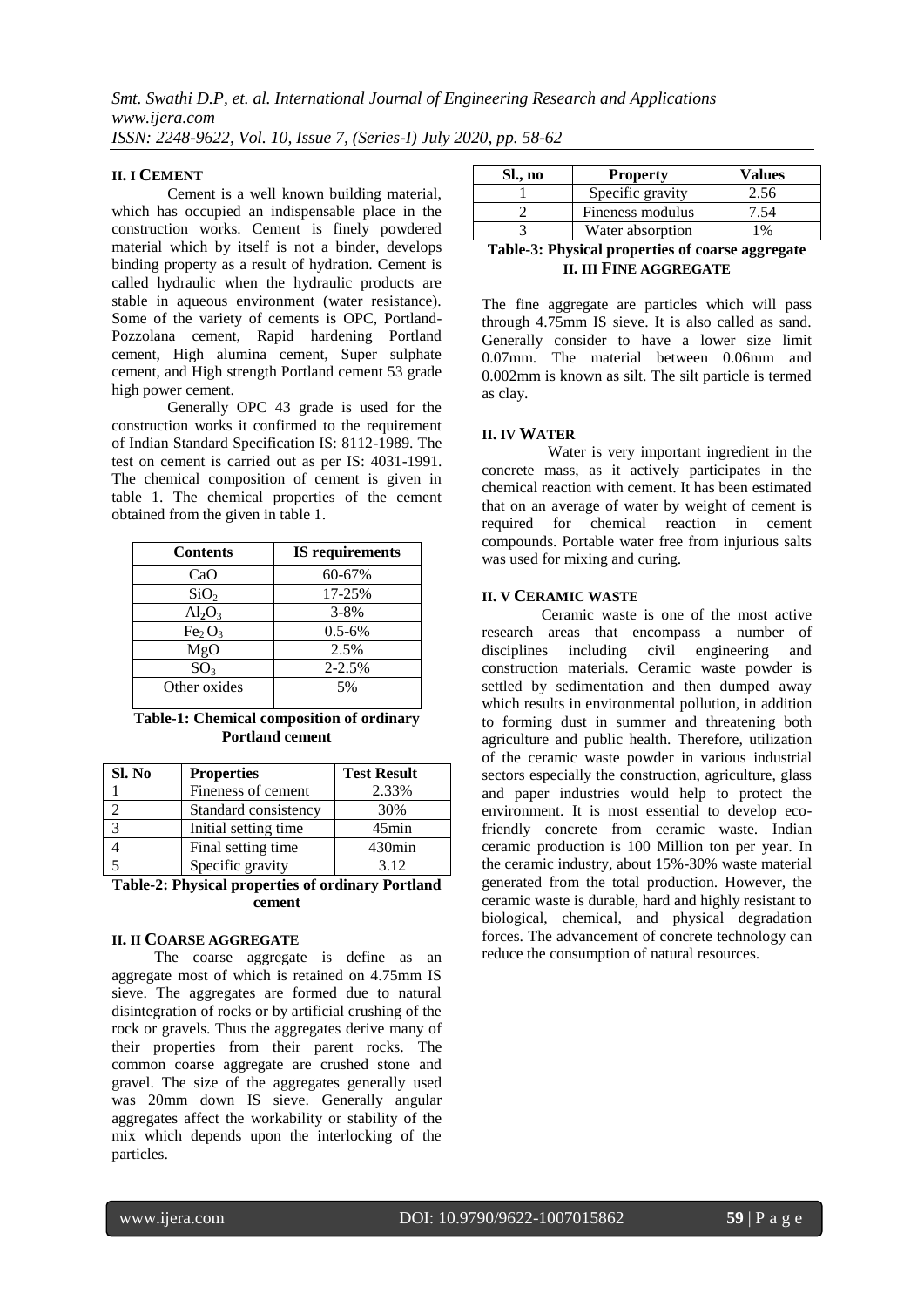## II. I CEMENT

Cement is a well known building material, which has occupied an indispensable place in the construction works. Cement is finely powdered material which by itself is not a binder, develops binding property as a result of hydration. Cement is called hydraulic when the hydraulic products are stable in aqueous environment (water resistance). Some of the variety of cements is OPC, Portland-Pozzolana cement, Rapid hardening Portland cement, High alumina cement, Super sulphate cement, and High strength Portland cement 53 grade high power cement.

Generally OPC 43 grade is used for the construction works it confirmed to the requirement of Indian Standard Specification IS: 8112-1989. The test on cement is carried out as per IS: 4031-1991. The chemical composition of cement is given in table 1. The chemical properties of the cement obtained from the given in table 1.

| Contents | IS requirements |
|---|---|
| CaO | 60-67% |
| $SiO_2$ | 17-25% |
| $Al_2O_3$ | 3-8% |
| $Fe_2O_3$ | 0.5-6% |
| MgO | 2.5% |
| $SO_3$ | 2-2.5% |
| Other oxides | 5% |

**Table-1: Chemical composition of ordinary Portland cement**

| Sl. No | Properties | Test Result |
|---|---|---|
| 1 | Fineness of cement | 2.33% |
| 2 | Standard consistency | 30% |
| 3 | Initial setting time | 45min |
| 4 | Final setting time | 430min |
| 5 | Specific gravity | 3.12 |

**Table-2: Physical properties of ordinary Portland cement**

## II. II COARSE AGGREGATE

The coarse aggregate is define as an aggregate most of which is retained on 4.75mm IS sieve. The aggregates are formed due to natural disintegration of rocks or by artificial crushing of the rock or gravels. Thus the aggregates derive many of their properties from their parent rocks. The common coarse aggregate are crushed stone and gravel. The size of the aggregates generally used was 20mm down IS sieve. Generally angular aggregates affect the workability or stability of the mix which depends upon the interlocking of the particles.

| Sl., no | Property | Values |
|---|---|---|
| 1 | Specific gravity | 2.56 |
| 2 | Fineness modulus | 7.54 |
| 3 | Water absorption | 1% |

**Table-3: Physical properties of coarse aggregate**

## II. III FINE AGGREGATE

The fine aggregate are particles which will pass through 4.75mm IS sieve. It is also called as sand. Generally consider to have a lower size limit 0.07mm. The material between 0.06mm and 0.002mm is known as silt. The silt particle is termed as clay.

## II. IV WATER

Water is very important ingredient in the concrete mass, as it actively participates in the chemical reaction with cement. It has been estimated that on an average of water by weight of cement is required for chemical reaction in cement compounds. Portable water free from injurious salts was used for mixing and curing.

## II. V CERAMIC WASTE

Ceramic waste is one of the most active research areas that encompass a number of disciplines including civil engineering and construction materials. Ceramic waste powder is settled by sedimentation and then dumped away which results in environmental pollution, in addition to forming dust in summer and threatening both agriculture and public health. Therefore, utilization of the ceramic waste powder in various industrial sectors especially the construction, agriculture, glass and paper industries would help to protect the environment. It is most essential to develop eco-friendly concrete from ceramic waste. Indian ceramic production is 100 Million ton per year. In the ceramic industry, about 15%-30% waste material generated from the total production. However, the ceramic waste is durable, hard and highly resistant to biological, chemical, and physical degradation forces. The advancement of concrete technology can reduce the consumption of natural resources.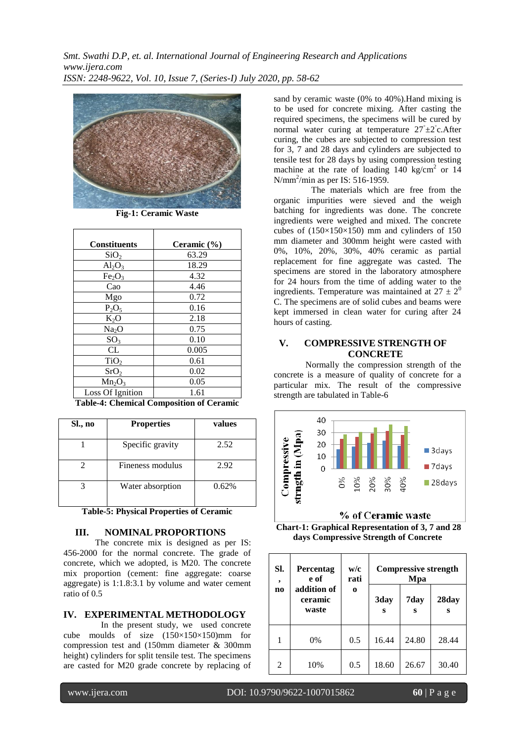Fig-1: Ceramic Waste

| Constituents | Ceramic (%) |
|---|---|
| $SiO_2$ | 63.29 |
| $Al_2O_3$ | 18.29 |
| $Fe_2O_3$ | 4.32 |
| Cao | 4.46 |
| Mgo | 0.72 |
| $P_2O_5$ | 0.16 |
| $K_2O$ | 2.18 |
| $Na_2O$ | 0.75 |
| $SO_3$ | 0.10 |
| CL | 0.005 |
| $TiO_2$ | 0.61 |
| $SrO_2$ | 0.02 |
| $Mn_2O_3$ | 0.05 |
| Loss Of Ignition | 1.61 |

**Table-4: Chemical Composition of Ceramic**

| Sl., no | Properties | values |
|---|---|---|
| 1 | Specific gravity | 2.52 |
| 2 | Fineness modulus | 2.92 |
| 3 | Water absorption | 0.62% |

**Table-5: Physical Properties of Ceramic**

## III. NOMINAL PROPORTIONS

The concrete mix is designed as per IS: 456-2000 for the normal concrete. The grade of concrete, which we adopted, is M20. The concrete mix proportion (cement: fine aggregate: coarse aggregate) is 1:1.8:3.1 by volume and water cement ratio of 0.5

## IV. EXPERIMENTAL METHODOLOGY

In the present study, we used concrete cube moulds of size (150×150×150)mm for compression test and (150mm diameter & 300mm height) cylinders for split tensile test. The specimens are casted for M20 grade concrete by replacing of sand by ceramic waste (0% to 40%).Hand mixing is to be used for concrete mixing. After casting the required specimens, the specimens will be cured by normal water curing at temperature $27^{\circ}\pm2^{\circ}$c.After curing, the cubes are subjected to compression test for 3, 7 and 28 days and cylinders are subjected to tensile test for 28 days by using compression testing machine at the rate of loading 140 $kg/cm^2$ or 14 $N/mm^2$/min as per IS: 516-1959.

The materials which are free from the organic impurities were sieved and the weigh batching for ingredients was done. The concrete ingredients were weighed and mixed. The concrete cubes of (150×150×150) mm and cylinders of 150 mm diameter and 300mm height were casted with 0%, 10%, 20%, 30%, 40% ceramic as partial replacement for fine aggregate was casted. The specimens are stored in the laboratory atmosphere for 24 hours from the time of adding water to the ingredients. Temperature was maintained at $27 \pm 2^0$ C. The specimens are of solid cubes and beams were kept immersed in clean water for curing after 24 hours of casting.

## V. COMPRESSIVE STRENGTH OF CONCRETE

Normally the compression strength of the concrete is a measure of quality of concrete for a particular mix. The result of the compressive strength are tabulated in Table-6

**Chart-1: Graphical Representation of 3, 7 and 28 days Compressive Strength of Concrete**

| Sl., no | Percentage of addition of ceramic waste | w/c ratio | Compressive strength Mpa | | |
|---|---|---|---|---|---|
| | | | 3days | 7days | 28days |
| 1 | 0% | 0.5 | 16.44 | 24.80 | 28.44 |
| 2 | 10% | 0.5 | 18.60 | 26.67 | 30.40 |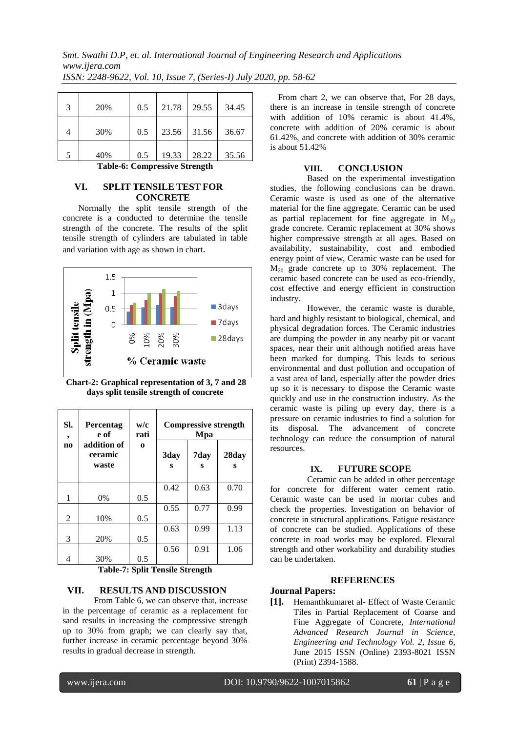| 3 | 20% | 0.5 | 21.78 | 29.55 | 34.45 |
|---|---|---|---|---|---|
| 4 | 30% | 0.5 | 23.56 | 31.56 | 36.67 |
| 5 | 40% | 0.5 | 19.33 | 28.22 | 35.56 |

**Table-6: Compressive Strength**

## VI. SPLIT TENSILE TEST FOR CONCRETE

Normally the split tensile strength of the concrete is a conducted to determine the tensile strength of the concrete. The results of the split tensile strength of cylinders are tabulated in table and variation with age as shown in chart.

**Chart-2: Graphical representation of 3, 7 and 28 days split tensile strength of concrete**

| Sl. no | Percentage of addition of ceramic waste | w/c ratio | Compressive strength Mpa | | |
|---|---|---|---|---|---|
| | | | 3days | 7days | 28days |
| 1 | 0% | 0.5 | 0.42 | 0.63 | 0.70 |
| 2 | 10% | 0.5 | 0.55 | 0.77 | 0.99 |
| 3 | 20% | 0.5 | 0.63 | 0.99 | 1.13 |
| 4 | 30% | 0.5 | 0.56 | 0.91 | 1.06 |

**Table-7: Split Tensile Strength**

## VII. RESULTS AND DISCUSSION

From Table 6, we can observe that, increase in the percentage of ceramic as a replacement for sand results in increasing the compressive strength up to 30% from graph; we can clearly say that, further increase in ceramic percentage beyond 30% results in gradual decrease in strength.

From chart 2, we can observe that, For 28 days, there is an increase in tensile strength of concrete with addition of 10% ceramic is about 41.4%, concrete with addition of 20% ceramic is about 61.42%, and concrete with addition of 30% ceramic is about 51.42%

## VIII. CONCLUSION

Based on the experimental investigation studies, the following conclusions can be drawn. Ceramic waste is used as one of the alternative material for the fine aggregate. Ceramic can be used as partial replacement for fine aggregate in $M_{20}$ grade concrete. Ceramic replacement at 30% shows higher compressive strength at all ages. Based on availability, sustainability, cost and embodied energy point of view, Ceramic waste can be used for $M_{20}$ grade concrete up to 30% replacement. The ceramic based concrete can be used as eco-friendly, cost effective and energy efficient in construction industry.

However, the ceramic waste is durable, hard and highly resistant to biological, chemical, and physical degradation forces. The Ceramic industries are dumping the powder in any nearby pit or vacant spaces, near their unit although notified areas have been marked for dumping. This leads to serious environmental and dust pollution and occupation of a vast area of land, especially after the powder dries up so it is necessary to dispose the Ceramic waste quickly and use in the construction industry. As the ceramic waste is piling up every day, there is a pressure on ceramic industries to find a solution for its disposal. The advancement of concrete technology can reduce the consumption of natural resources.

## IX. FUTURE SCOPE

Ceramic can be added in other percentage for concrete for different water cement ratio. Ceramic waste can be used in mortar cubes and check the properties. Investigation on behavior of concrete in structural applications. Fatigue resistance of concrete can be studied. Applications of these concrete in road works may be explored. Flexural strength and other workability and durability studies can be undertaken.

## REFERENCES

**Journal Papers:**

**[1].** Hemanthkumaret al- Effect of Waste Ceramic Tiles in Partial Replacement of Coarse and Fine Aggregate of Concrete, *International Advanced Research Journal in Science, Engineering and Technology Vol. 2, Issue 6*, June 2015 ISSN (Online) 2393-8021 ISSN (Print) 2394-1588.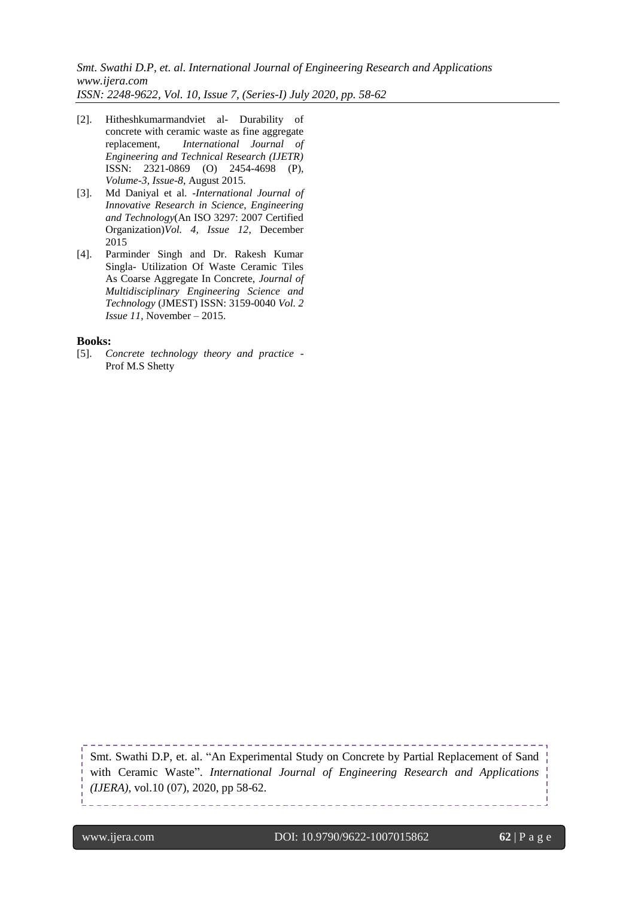[2]. Hitheshkumarmandviet al- Durability of concrete with ceramic waste as fine aggregate replacement, *International Journal of Engineering and Technical Research (IJETR)* ISSN: 2321-0869 (O) 2454-4698 (P), *Volume-3, Issue-8*, August 2015.

[3]. Md Daniyal et al. -*International Journal of Innovative Research in Science, Engineering and Technology*(An ISO 3297: 2007 Certified Organization)*Vol. 4, Issue 12*, December 2015

[4]. Parminder Singh and Dr. Rakesh Kumar Singla- Utilization Of Waste Ceramic Tiles As Coarse Aggregate In Concrete, *Journal of Multidisciplinary Engineering Science and Technology* (JMEST) ISSN: 3159-0040 *Vol. 2 Issue 11*, November – 2015.

**Books:**

[5]. *Concrete technology theory and practice* - Prof M.S Shetty

Smt. Swathi D.P, et. al. "An Experimental Study on Concrete by Partial Replacement of Sand with Ceramic Waste". *International Journal of Engineering Research and Applications (IJERA)*, vol.10 (07), 2020, pp 58-62.